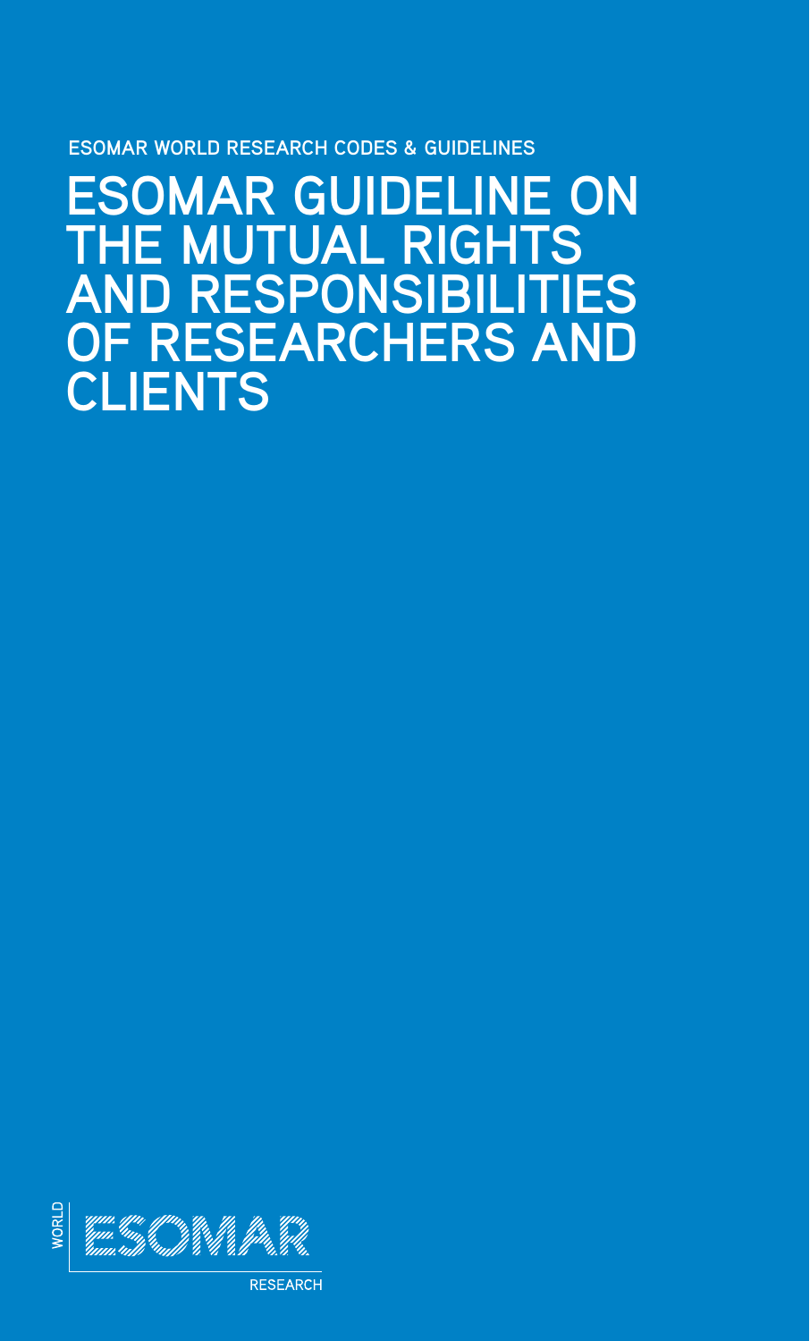ESOMAR WORLD RESEARCH CODES & GUIDELINES

# ESOMAR GUIDELINE ON THE MUTUAL RIGHTS AND RESPONSIBILITIES OF RESEARCHERS AND CLIENTS

WORLD ESOMAR RESEARCH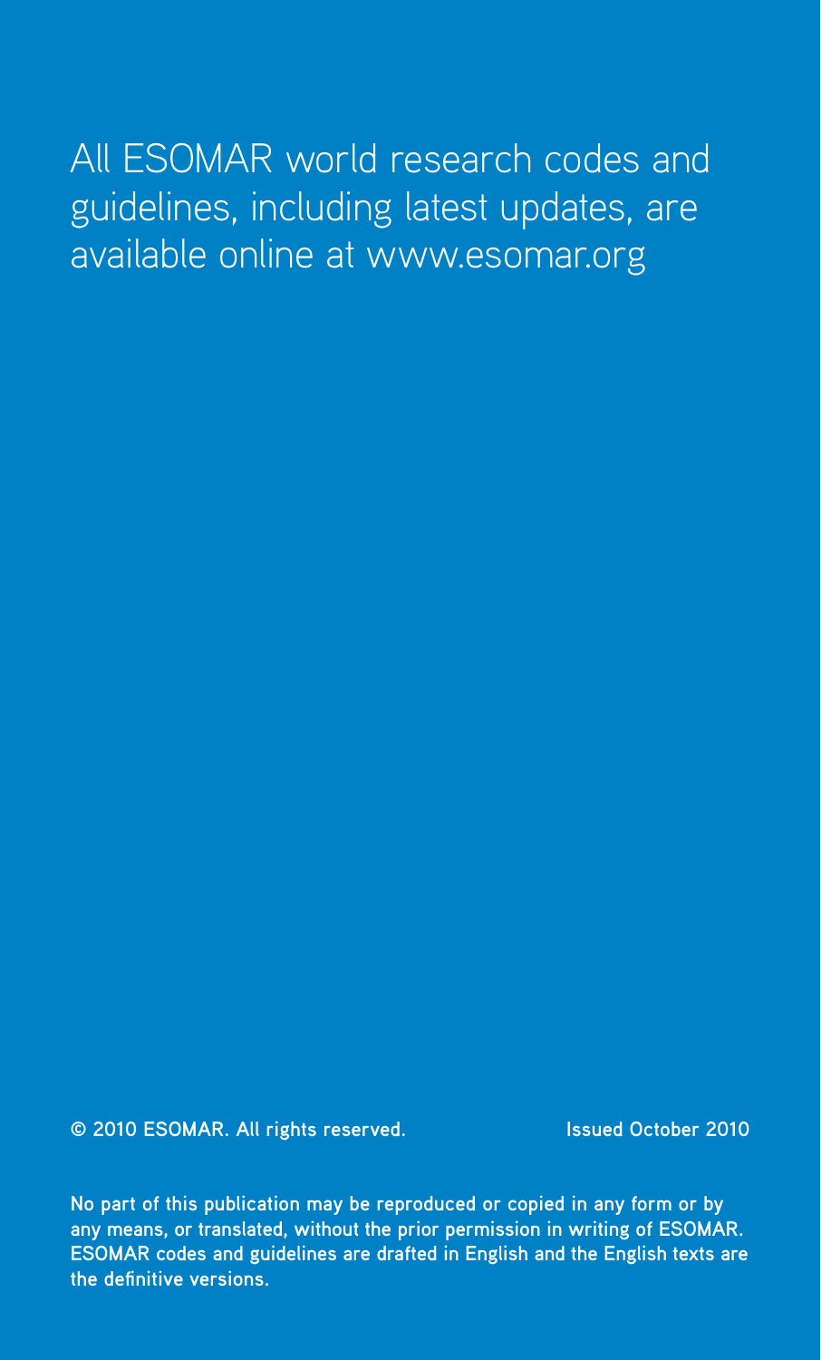All ESOMAR world research codes and guidelines, including latest updates, are available online at www.esomar.org

**© 2010 ESOMAR. All rights reserved.** **Issued October 2010**

**No part of this publication may be reproduced or copied in any form or by any means, or translated, without the prior permission in writing of ESOMAR. ESOMAR codes and guidelines are drafted in English and the English texts are the definitive versions.**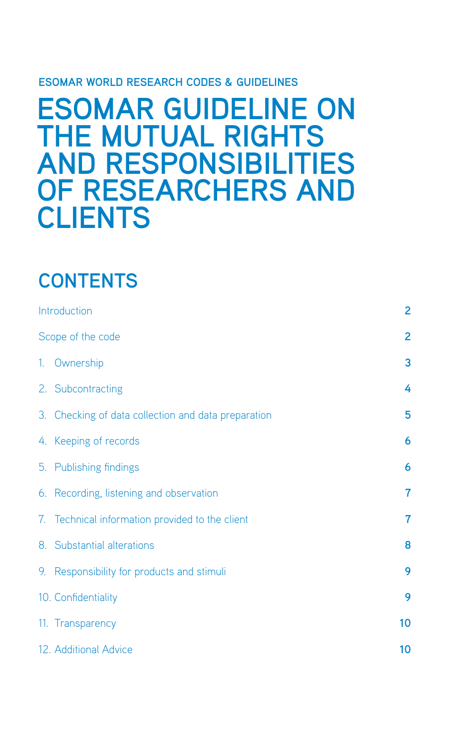ESOMAR WORLD RESEARCH CODES & GUIDELINES

# ESOMAR GUIDELINE ON THE MUTUAL RIGHTS AND RESPONSIBILITIES OF RESEARCHERS AND CLIENTS

## CONTENTS

| | |
|---|---|
| Introduction | 2 |
| Scope of the code | 2 |
| 1. Ownership | 3 |
| 2. Subcontracting | 4 |
| 3. Checking of data collection and data preparation | 5 |
| 4. Keeping of records | 6 |
| 5. Publishing findings | 6 |
| 6. Recording, listening and observation | 7 |
| 7. Technical information provided to the client | 7 |
| 8. Substantial alterations | 8 |
| 9. Responsibility for products and stimuli | 9 |
| 10. Confidentiality | 9 |
| 11. Transparency | 10 |
| 12. Additional Advice | 10 |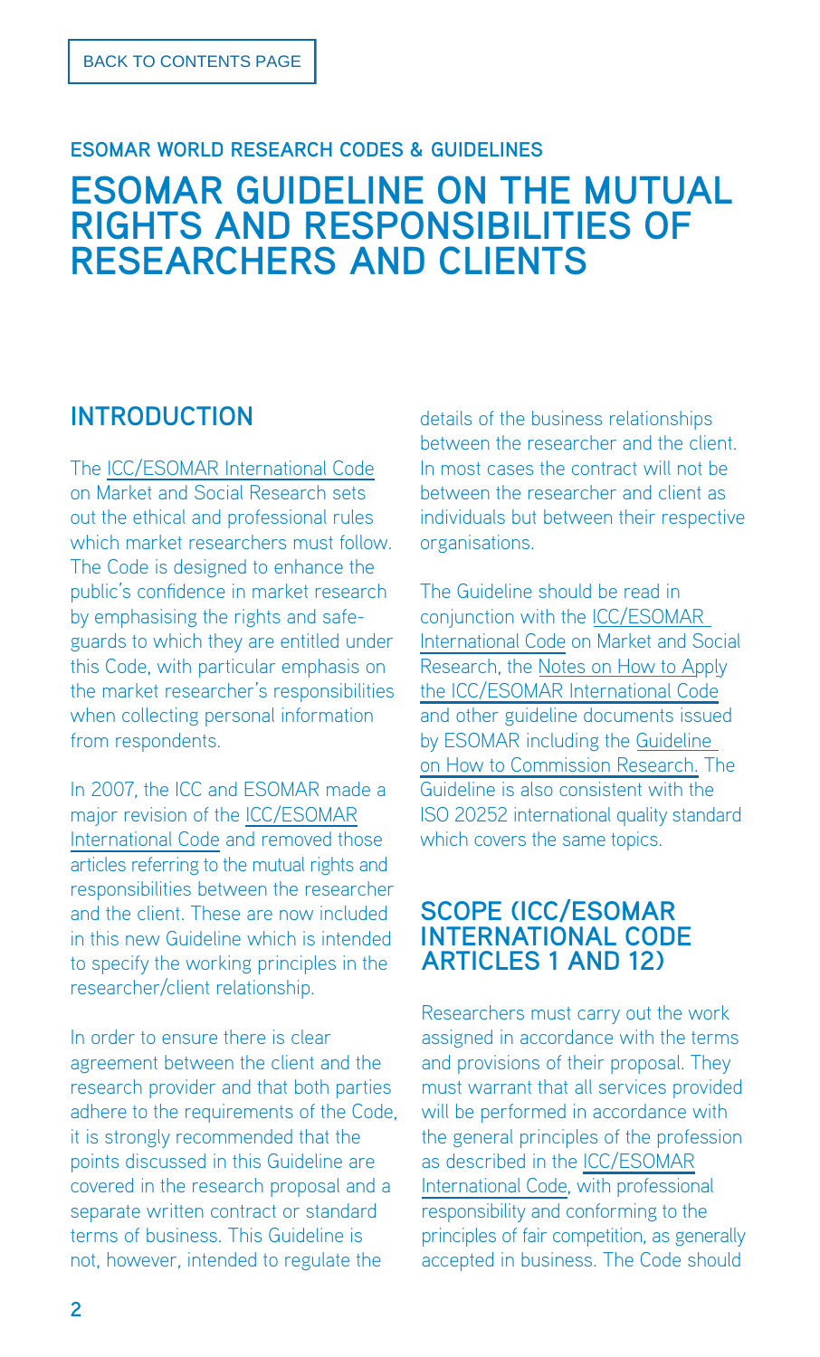ESOMAR WORLD RESEARCH CODES & GUIDELINES

# ESOMAR GUIDELINE ON THE MUTUAL RIGHTS AND RESPONSIBILITIES OF RESEARCHERS AND CLIENTS

## INTRODUCTION

The ICC/ESOMAR International Code on Market and Social Research sets out the ethical and professional rules which market researchers must follow. The Code is designed to enhance the public's confidence in market research by emphasising the rights and safe-guards to which they are entitled under this Code, with particular emphasis on the market researcher's responsibilities when collecting personal information from respondents.

In 2007, the ICC and ESOMAR made a major revision of the ICC/ESOMAR International Code and removed those articles referring to the mutual rights and responsibilities between the researcher and the client. These are now included in this new Guideline which is intended to specify the working principles in the researcher/client relationship.

In order to ensure there is clear agreement between the client and the research provider and that both parties adhere to the requirements of the Code, it is strongly recommended that the points discussed in this Guideline are covered in the research proposal and a separate written contract or standard terms of business. This Guideline is not, however, intended to regulate the details of the business relationships between the researcher and the client. In most cases the contract will not be between the researcher and client as individuals but between their respective organisations.

The Guideline should be read in conjunction with the ICC/ESOMAR International Code on Market and Social Research, the Notes on How to Apply the ICC/ESOMAR International Code and other guideline documents issued by ESOMAR including the Guideline on How to Commission Research. The Guideline is also consistent with the ISO 20252 international quality standard which covers the same topics.

## SCOPE (ICC/ESOMAR INTERNATIONAL CODE ARTICLES 1 AND 12)

Researchers must carry out the work assigned in accordance with the terms and provisions of their proposal. They must warrant that all services provided will be performed in accordance with the general principles of the profession as described in the ICC/ESOMAR International Code, with professional responsibility and conforming to the principles of fair competition, as generally accepted in business. The Code should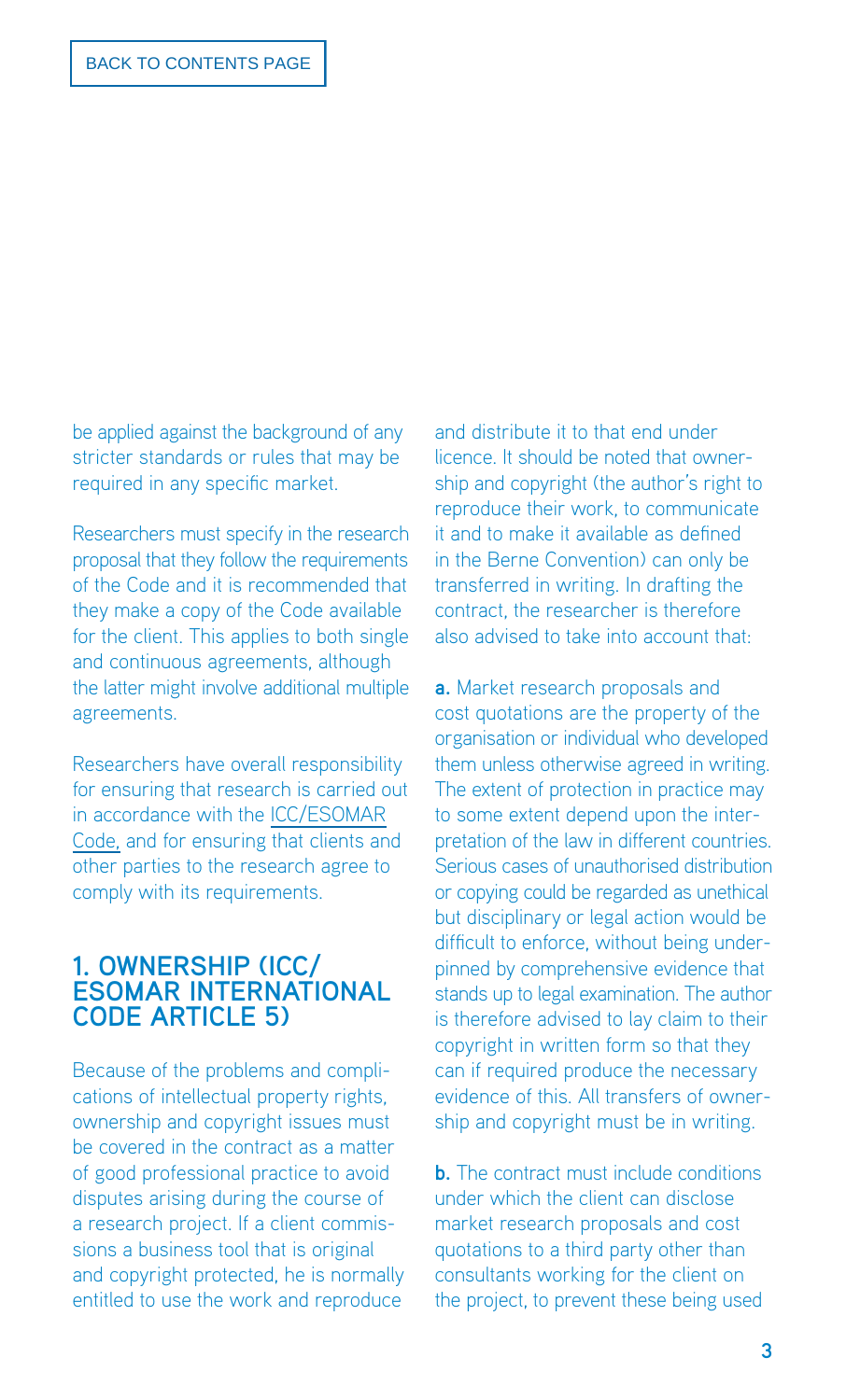be applied against the background of any stricter standards or rules that may be required in any specific market.

Researchers must specify in the research proposal that they follow the requirements of the Code and it is recommended that they make a copy of the Code available for the client. This applies to both single and continuous agreements, although the latter might involve additional multiple agreements.

Researchers have overall responsibility for ensuring that research is carried out in accordance with the ICC/ESOMAR Code, and for ensuring that clients and other parties to the research agree to comply with its requirements.

## 1. OWNERSHIP (ICC/ ESOMAR INTERNATIONAL CODE ARTICLE 5)

Because of the problems and complications of intellectual property rights, ownership and copyright issues must be covered in the contract as a matter of good professional practice to avoid disputes arising during the course of a research project. If a client commissions a business tool that is original and copyright protected, he is normally entitled to use the work and reproduce and distribute it to that end under licence. It should be noted that ownership and copyright (the author's right to reproduce their work, to communicate it and to make it available as defined in the Berne Convention) can only be transferred in writing. In drafting the contract, the researcher is therefore also advised to take into account that:

**a.** Market research proposals and cost quotations are the property of the organisation or individual who developed them unless otherwise agreed in writing. The extent of protection in practice may to some extent depend upon the interpretation of the law in different countries. Serious cases of unauthorised distribution or copying could be regarded as unethical but disciplinary or legal action would be difficult to enforce, without being underpinned by comprehensive evidence that stands up to legal examination. The author is therefore advised to lay claim to their copyright in written form so that they can if required produce the necessary evidence of this. All transfers of ownership and copyright must be in writing.

**b.** The contract must include conditions under which the client can disclose market research proposals and cost quotations to a third party other than consultants working for the client on the project, to prevent these being used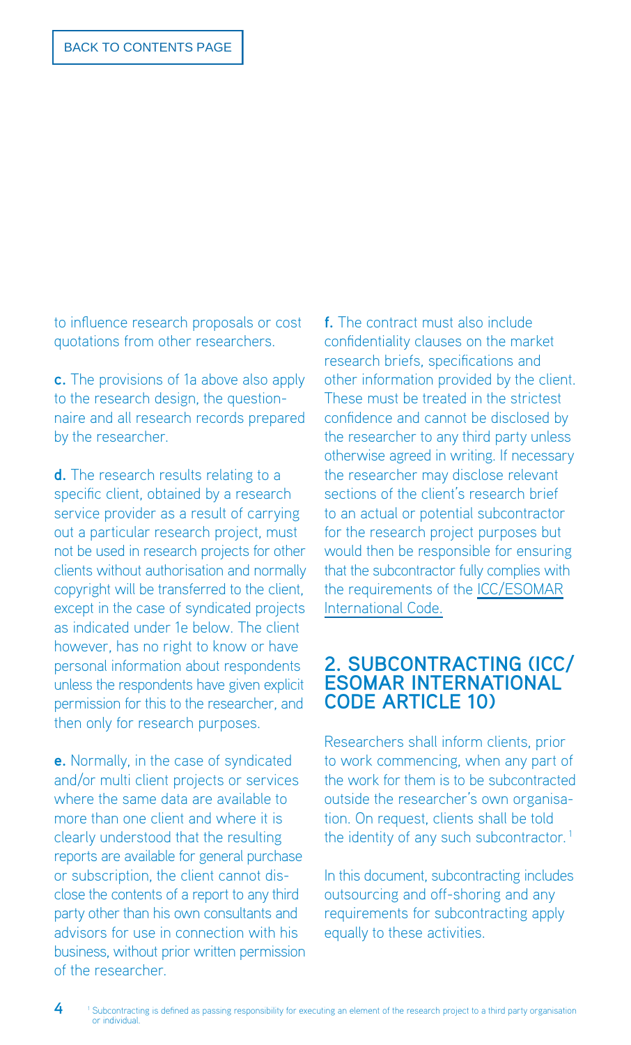to influence research proposals or cost quotations from other researchers.

**c.** The provisions of 1a above also apply to the research design, the questionnaire and all research records prepared by the researcher.

**d.** The research results relating to a specific client, obtained by a research service provider as a result of carrying out a particular research project, must not be used in research projects for other clients without authorisation and normally copyright will be transferred to the client, except in the case of syndicated projects as indicated under 1e below. The client however, has no right to know or have personal information about respondents unless the respondents have given explicit permission for this to the researcher, and then only for research purposes.

**e.** Normally, in the case of syndicated and/or multi client projects or services where the same data are available to more than one client and where it is clearly understood that the resulting reports are available for general purchase or subscription, the client cannot disclose the contents of a report to any third party other than his own consultants and advisors for use in connection with his business, without prior written permission of the researcher.

**f.** The contract must also include confidentiality clauses on the market research briefs, specifications and other information provided by the client. These must be treated in the strictest confidence and cannot be disclosed by the researcher to any third party unless otherwise agreed in writing. If necessary the researcher may disclose relevant sections of the client's research brief to an actual or potential subcontractor for the research project purposes but would then be responsible for ensuring that the subcontractor fully complies with the requirements of the ICC/ESOMAR International Code.

## 2. SUBCONTRACTING (ICC/ESOMAR INTERNATIONAL CODE ARTICLE 10)

Researchers shall inform clients, prior to work commencing, when any part of the work for them is to be subcontracted outside the researcher's own organisation. On request, clients shall be told the identity of any such subcontractor.[1]

In this document, subcontracting includes outsourcing and off-shoring and any requirements for subcontracting apply equally to these activities.

[1] Subcontracting is defined as passing responsibility for executing an element of the research project to a third party organisation or individual.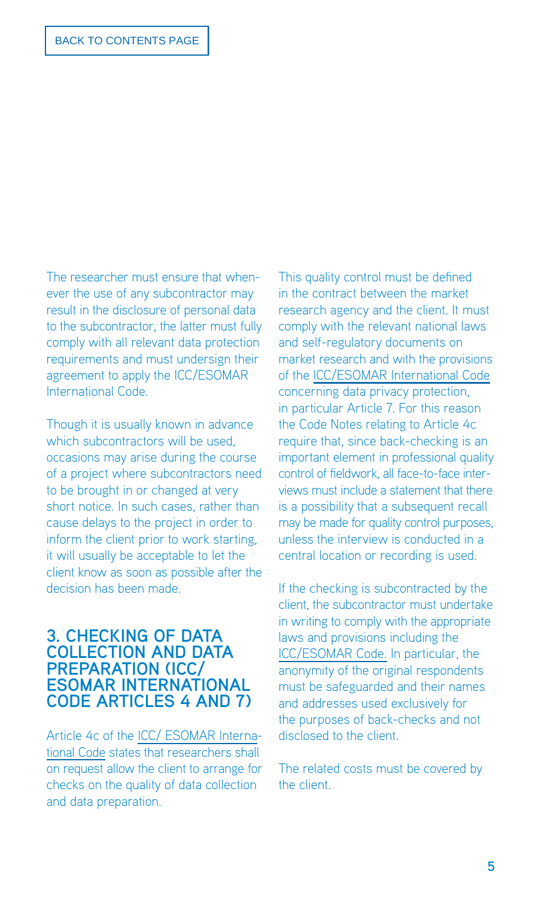The researcher must ensure that whenever the use of any subcontractor may result in the disclosure of personal data to the subcontractor, the latter must fully comply with all relevant data protection requirements and must undersign their agreement to apply the ICC/ESOMAR International Code.

Though it is usually known in advance which subcontractors will be used, occasions may arise during the course of a project where subcontractors need to be brought in or changed at very short notice. In such cases, rather than cause delays to the project in order to inform the client prior to work starting, it will usually be acceptable to let the client know as soon as possible after the decision has been made.

## 3. CHECKING OF DATA COLLECTION AND DATA PREPARATION (ICC/ESOMAR INTERNATIONAL CODE ARTICLES 4 AND 7)

Article 4c of the ICC/ ESOMAR International Code states that researchers shall on request allow the client to arrange for checks on the quality of data collection and data preparation.

This quality control must be defined in the contract between the market research agency and the client. It must comply with the relevant national laws and self-regulatory documents on market research and with the provisions of the ICC/ESOMAR International Code concerning data privacy protection, in particular Article 7. For this reason the Code Notes relating to Article 4c require that, since back-checking is an important element in professional quality control of fieldwork, all face-to-face interviews must include a statement that there is a possibility that a subsequent recall may be made for quality control purposes, unless the interview is conducted in a central location or recording is used.

If the checking is subcontracted by the client, the subcontractor must undertake in writing to comply with the appropriate laws and provisions including the ICC/ESOMAR Code. In particular, the anonymity of the original respondents must be safeguarded and their names and addresses used exclusively for the purposes of back-checks and not disclosed to the client.

The related costs must be covered by the client.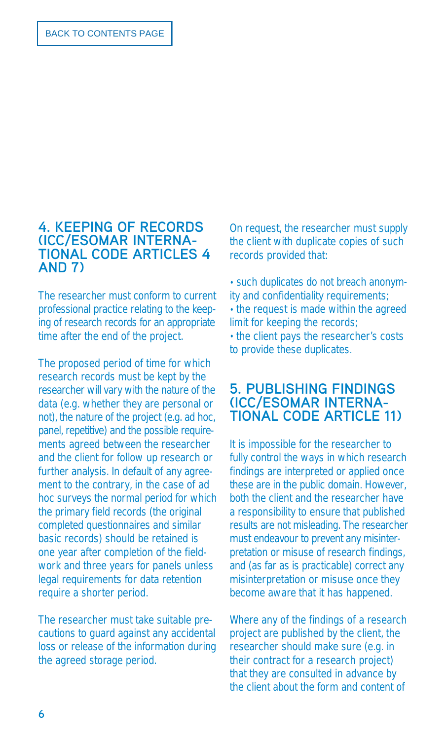## 4. KEEPING OF RECORDS (ICC/ESOMAR INTERNATIONAL CODE ARTICLES 4 AND 7)

The researcher must conform to current professional practice relating to the keeping of research records for an appropriate time after the end of the project.

The proposed period of time for which research records must be kept by the researcher will vary with the nature of the data (e.g. whether they are personal or not), the nature of the project (e.g. ad hoc, panel, repetitive) and the possible requirements agreed between the researcher and the client for follow up research or further analysis. In default of any agreement to the contrary, in the case of ad hoc surveys the normal period for which the primary field records (the original completed questionnaires and similar basic records) should be retained is one year after completion of the fieldwork and three years for panels unless legal requirements for data retention require a shorter period.

The researcher must take suitable precautions to guard against any accidental loss or release of the information during the agreed storage period.

On request, the researcher must supply the client with duplicate copies of such records provided that:

- such duplicates do not breach anonymity and confidentiality requirements;
- the request is made within the agreed limit for keeping the records;
- the client pays the researcher's costs to provide these duplicates.

## 5. PUBLISHING FINDINGS (ICC/ESOMAR INTERNATIONAL CODE ARTICLE 11)

It is impossible for the researcher to fully control the ways in which research findings are interpreted or applied once these are in the public domain. However, both the client and the researcher have a responsibility to ensure that published results are not misleading. The researcher must endeavour to prevent any misinterpretation or misuse of research findings, and (as far as is practicable) correct any misinterpretation or misuse once they become aware that it has happened.

Where any of the findings of a research project are published by the client, the researcher should make sure (e.g. in their contract for a research project) that they are consulted in advance by the client about the form and content of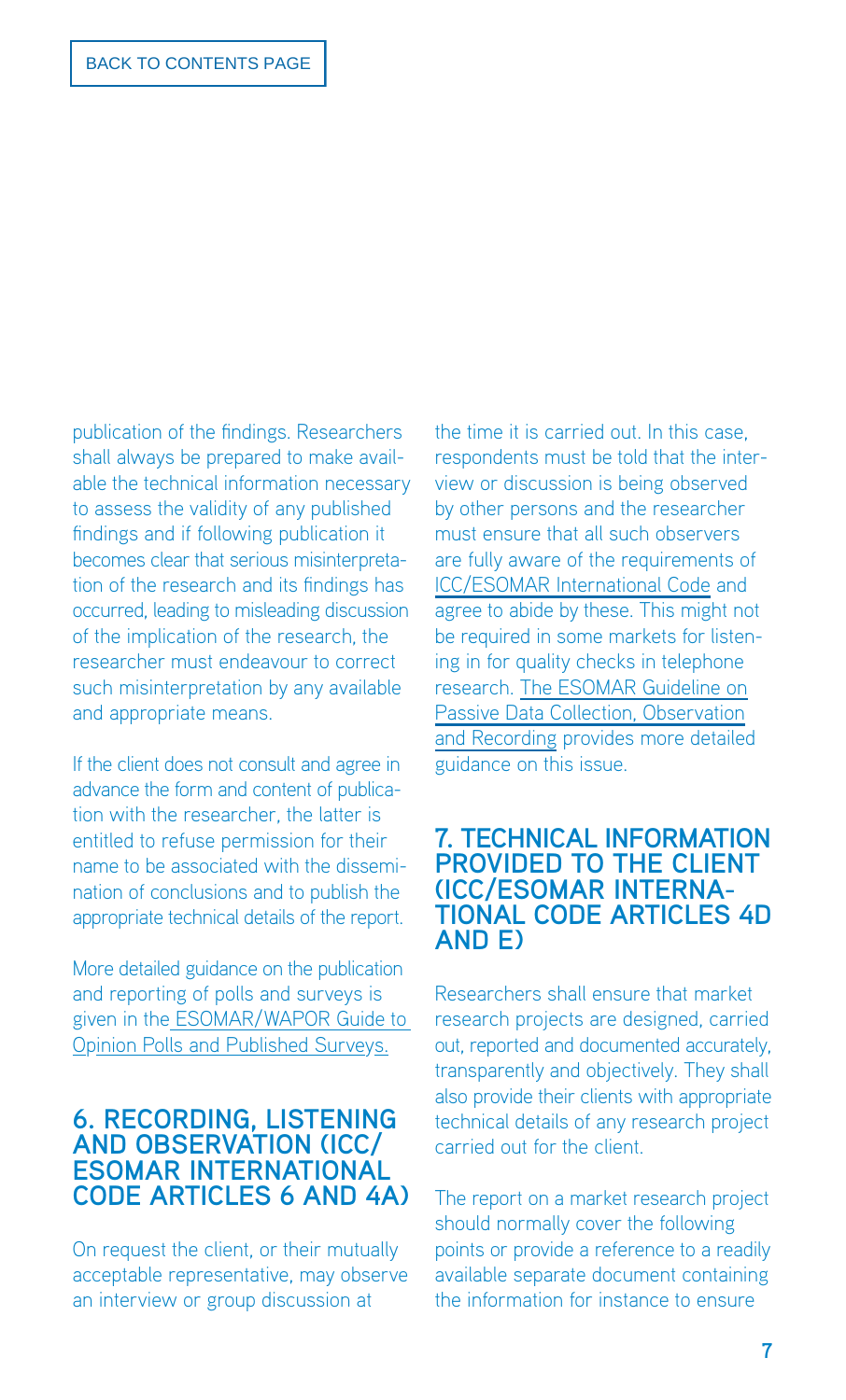publication of the findings. Researchers shall always be prepared to make available the technical information necessary to assess the validity of any published findings and if following publication it becomes clear that serious misinterpretation of the research and its findings has occurred, leading to misleading discussion of the implication of the research, the researcher must endeavour to correct such misinterpretation by any available and appropriate means.

If the client does not consult and agree in advance the form and content of publication with the researcher, the latter is entitled to refuse permission for their name to be associated with the dissemination of conclusions and to publish the appropriate technical details of the report.

More detailed guidance on the publication and reporting of polls and surveys is given in the ESOMAR/WAPOR Guide to Opinion Polls and Published Surveys.

## 6. RECORDING, LISTENING AND OBSERVATION (ICC/ESOMAR INTERNATIONAL CODE ARTICLES 6 AND 4A)

On request the client, or their mutually acceptable representative, may observe an interview or group discussion at the time it is carried out. In this case, respondents must be told that the interview or discussion is being observed by other persons and the researcher must ensure that all such observers are fully aware of the requirements of ICC/ESOMAR International Code and agree to abide by these. This might not be required in some markets for listening in for quality checks in telephone research. The ESOMAR Guideline on Passive Data Collection, Observation and Recording provides more detailed guidance on this issue.

## 7. TECHNICAL INFORMATION PROVIDED TO THE CLIENT (ICC/ESOMAR INTERNATIONAL CODE ARTICLES 4D AND E)

Researchers shall ensure that market research projects are designed, carried out, reported and documented accurately, transparently and objectively. They shall also provide their clients with appropriate technical details of any research project carried out for the client.

The report on a market research project should normally cover the following points or provide a reference to a readily available separate document containing the information for instance to ensure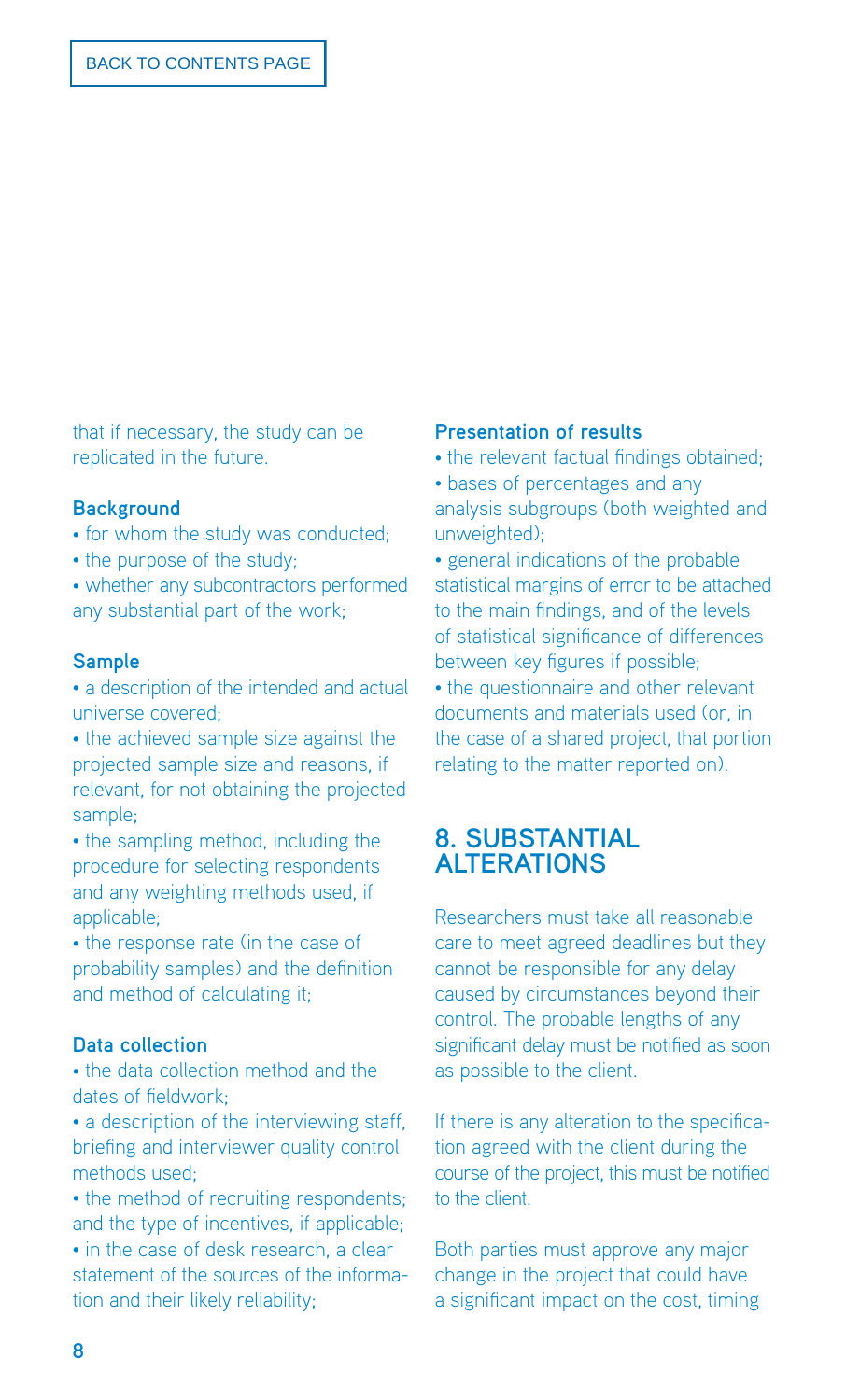that if necessary, the study can be replicated in the future.

**Background**

- for whom the study was conducted;
- the purpose of the study;
- whether any subcontractors performed any substantial part of the work;

**Sample**

- a description of the intended and actual universe covered;
- the achieved sample size against the projected sample size and reasons, if relevant, for not obtaining the projected sample;
- the sampling method, including the procedure for selecting respondents and any weighting methods used, if applicable;
- the response rate (in the case of probability samples) and the definition and method of calculating it;

**Data collection**

- the data collection method and the dates of fieldwork;
- a description of the interviewing staff, briefing and interviewer quality control methods used;
- the method of recruiting respondents; and the type of incentives, if applicable;
- in the case of desk research, a clear statement of the sources of the information and their likely reliability;

**Presentation of results**

- the relevant factual findings obtained;
- bases of percentages and any analysis subgroups (both weighted and unweighted);
- general indications of the probable statistical margins of error to be attached to the main findings, and of the levels of statistical significance of differences between key figures if possible;
- the questionnaire and other relevant documents and materials used (or, in the case of a shared project, that portion relating to the matter reported on).

## 8. SUBSTANTIAL ALTERATIONS

Researchers must take all reasonable care to meet agreed deadlines but they cannot be responsible for any delay caused by circumstances beyond their control. The probable lengths of any significant delay must be notified as soon as possible to the client.

If there is any alteration to the specification agreed with the client during the course of the project, this must be notified to the client.

Both parties must approve any major change in the project that could have a significant impact on the cost, timing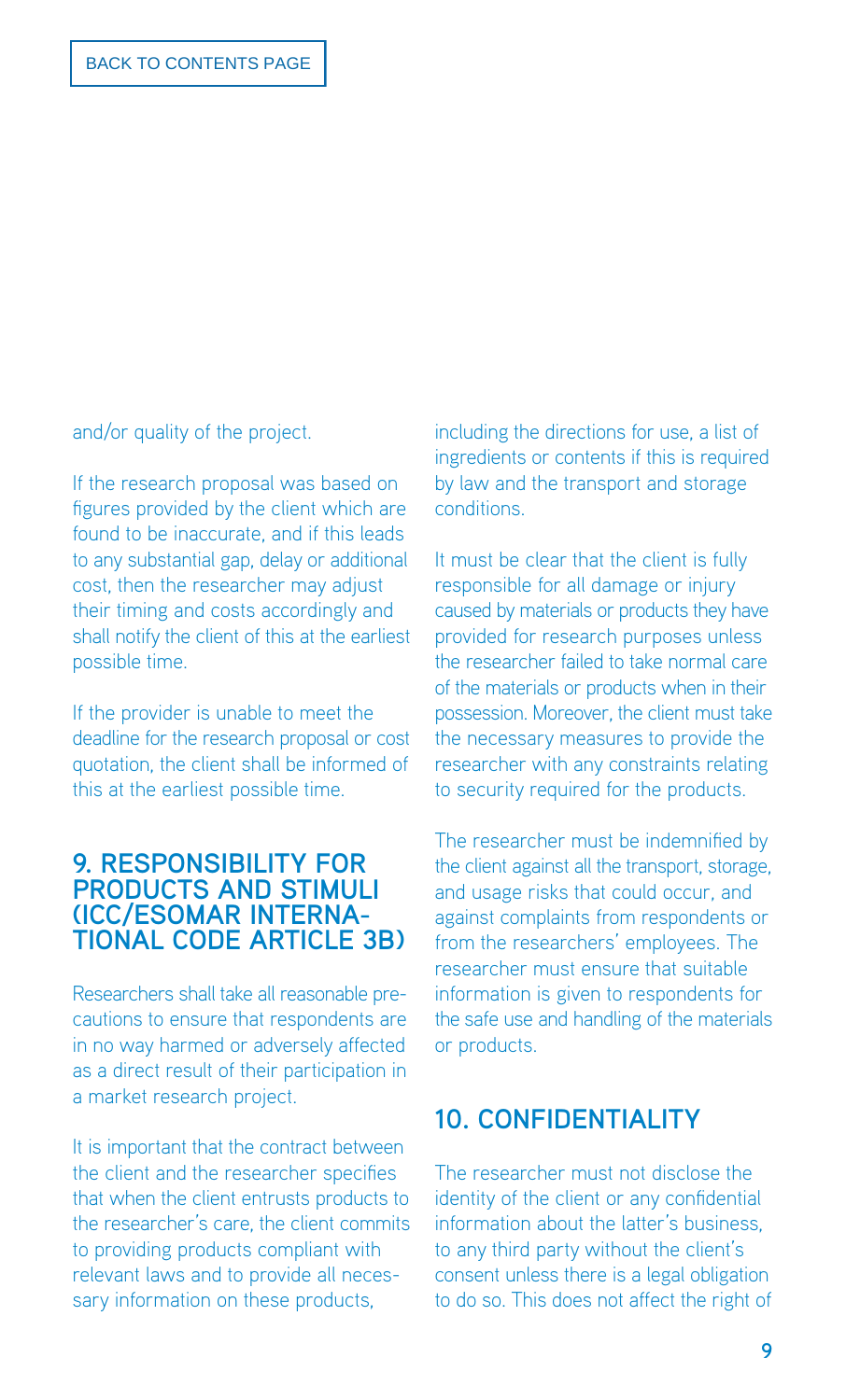and/or quality of the project.

If the research proposal was based on figures provided by the client which are found to be inaccurate, and if this leads to any substantial gap, delay or additional cost, then the researcher may adjust their timing and costs accordingly and shall notify the client of this at the earliest possible time.

If the provider is unable to meet the deadline for the research proposal or cost quotation, the client shall be informed of this at the earliest possible time.

## 9. RESPONSIBILITY FOR PRODUCTS AND STIMULI (ICC/ESOMAR INTERNATIONAL CODE ARTICLE 3B)

Researchers shall take all reasonable precautions to ensure that respondents are in no way harmed or adversely affected as a direct result of their participation in a market research project.

It is important that the contract between the client and the researcher specifies that when the client entrusts products to the researcher's care, the client commits to providing products compliant with relevant laws and to provide all necessary information on these products, including the directions for use, a list of ingredients or contents if this is required by law and the transport and storage conditions.

It must be clear that the client is fully responsible for all damage or injury caused by materials or products they have provided for research purposes unless the researcher failed to take normal care of the materials or products when in their possession. Moreover, the client must take the necessary measures to provide the researcher with any constraints relating to security required for the products.

The researcher must be indemnified by the client against all the transport, storage, and usage risks that could occur, and against complaints from respondents or from the researchers' employees. The researcher must ensure that suitable information is given to respondents for the safe use and handling of the materials or products.

## 10. CONFIDENTIALITY

The researcher must not disclose the identity of the client or any confidential information about the latter's business, to any third party without the client's consent unless there is a legal obligation to do so. This does not affect the right of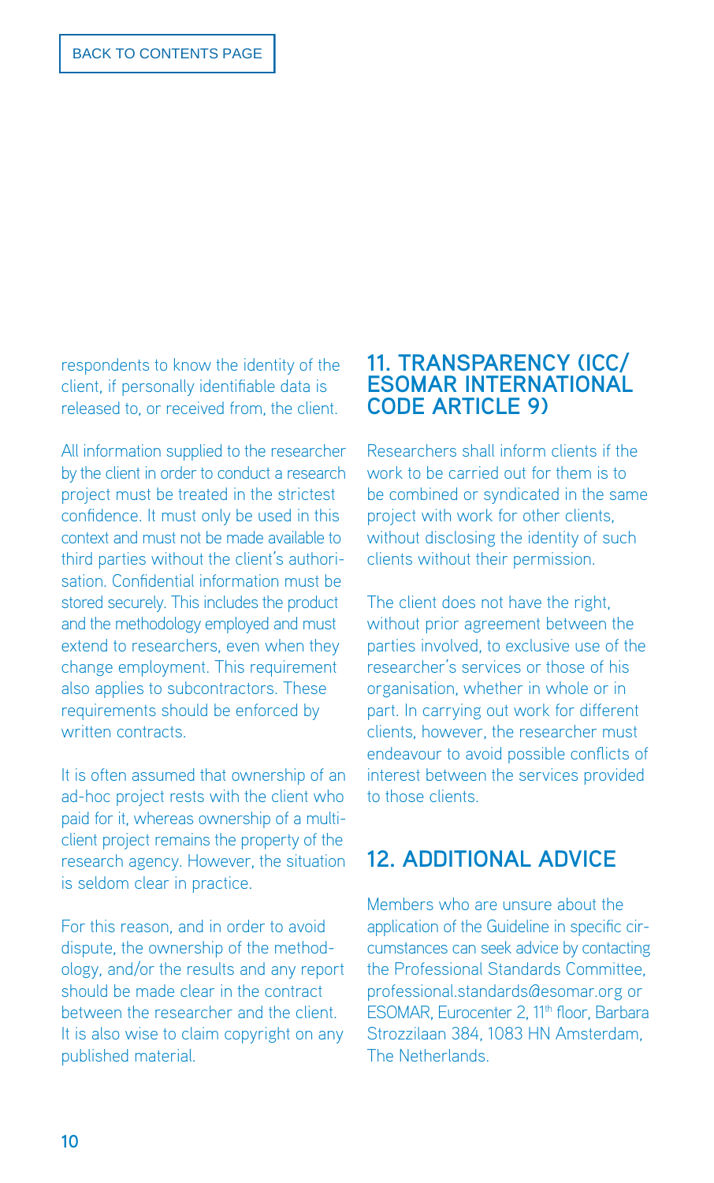respondents to know the identity of the client, if personally identifiable data is released to, or received from, the client.

All information supplied to the researcher by the client in order to conduct a research project must be treated in the strictest confidence. It must only be used in this context and must not be made available to third parties without the client's authorisation. Confidential information must be stored securely. This includes the product and the methodology employed and must extend to researchers, even when they change employment. This requirement also applies to subcontractors. These requirements should be enforced by written contracts.

It is often assumed that ownership of an ad-hoc project rests with the client who paid for it, whereas ownership of a multi-client project remains the property of the research agency. However, the situation is seldom clear in practice.

For this reason, and in order to avoid dispute, the ownership of the methodology, and/or the results and any report should be made clear in the contract between the researcher and the client. It is also wise to claim copyright on any published material.

## 11. TRANSPARENCY (ICC/ESOMAR INTERNATIONAL CODE ARTICLE 9)

Researchers shall inform clients if the work to be carried out for them is to be combined or syndicated in the same project with work for other clients, without disclosing the identity of such clients without their permission.

The client does not have the right, without prior agreement between the parties involved, to exclusive use of the researcher's services or those of his organisation, whether in whole or in part. In carrying out work for different clients, however, the researcher must endeavour to avoid possible conflicts of interest between the services provided to those clients.

## 12. ADDITIONAL ADVICE

Members who are unsure about the application of the Guideline in specific circumstances can seek advice by contacting the Professional Standards Committee, professional.standards@esomar.org or ESOMAR, Eurocenter 2, 11th floor, Barbara Strozzilaan 384, 1083 HN Amsterdam, The Netherlands.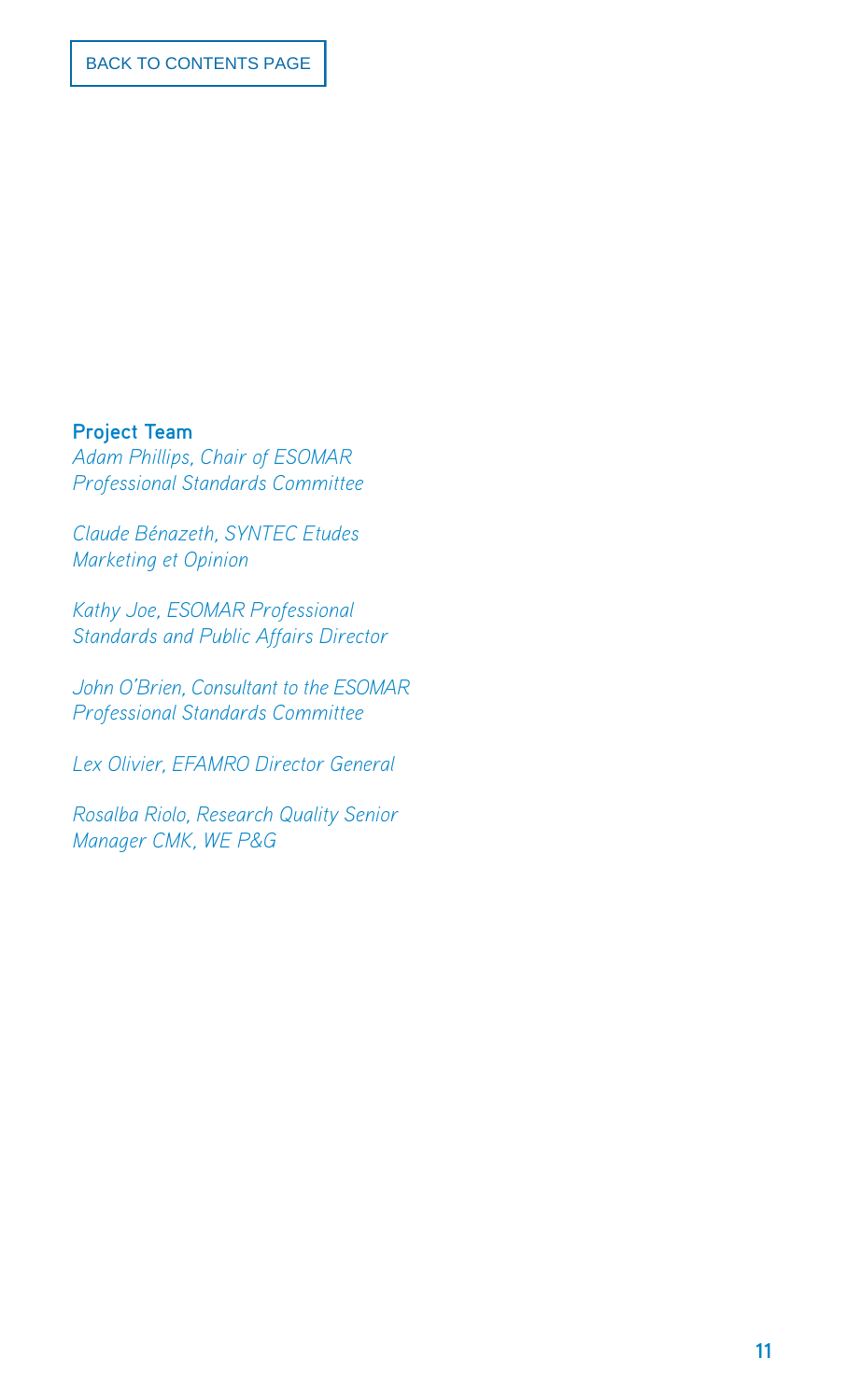BACK TO CONTENTS PAGE

**Project Team**

*Adam Phillips, Chair of ESOMAR Professional Standards Committee*

*Claude Bénazeth, SYNTEC Etudes Marketing et Opinion*

*Kathy Joe, ESOMAR Professional Standards and Public Affairs Director*

*John O'Brien, Consultant to the ESOMAR Professional Standards Committee*

*Lex Olivier, EFAMRO Director General*

*Rosalba Riolo, Research Quality Senior Manager CMK, WE P&G*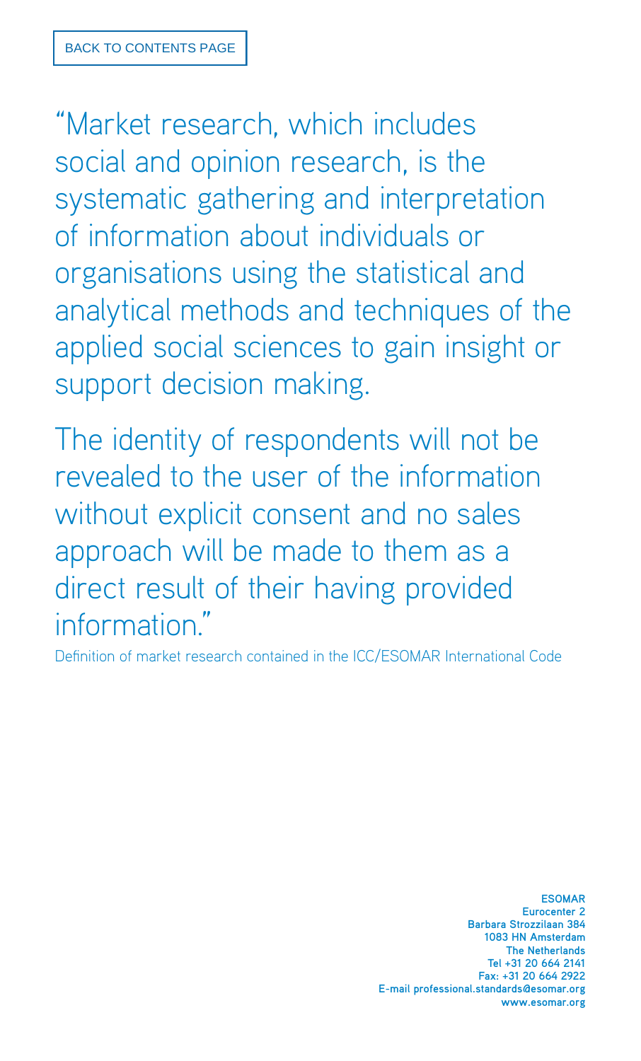BACK TO CONTENTS PAGE

"Market research, which includes social and opinion research, is the systematic gathering and interpretation of information about individuals or organisations using the statistical and analytical methods and techniques of the applied social sciences to gain insight or support decision making.

The identity of respondents will not be revealed to the user of the information without explicit consent and no sales approach will be made to them as a direct result of their having provided information."

Definition of market research contained in the ICC/ESOMAR International Code

**ESOMAR**
**Eurocenter 2**
**Barbara Strozzilaan 384**
**1083 HN Amsterdam**
**The Netherlands**
**Tel +31 20 664 2141**
**Fax: +31 20 664 2922**
**E-mail professional.standards@esomar.org**
**www.esomar.org**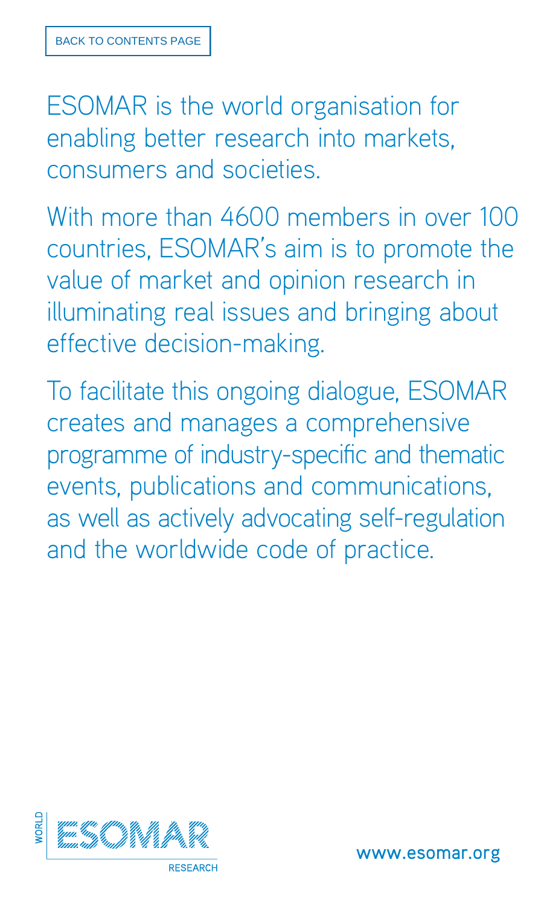BACK TO CONTENTS PAGE

ESOMAR is the world organisation for enabling better research into markets, consumers and societies.

With more than 4600 members in over 100 countries, ESOMAR's aim is to promote the value of market and opinion research in illuminating real issues and bringing about effective decision-making.

To facilitate this ongoing dialogue, ESOMAR creates and manages a comprehensive programme of industry-specific and thematic events, publications and communications, as well as actively advocating self-regulation and the worldwide code of practice.

WORLD ESOMAR RESEARCH

www.esomar.org